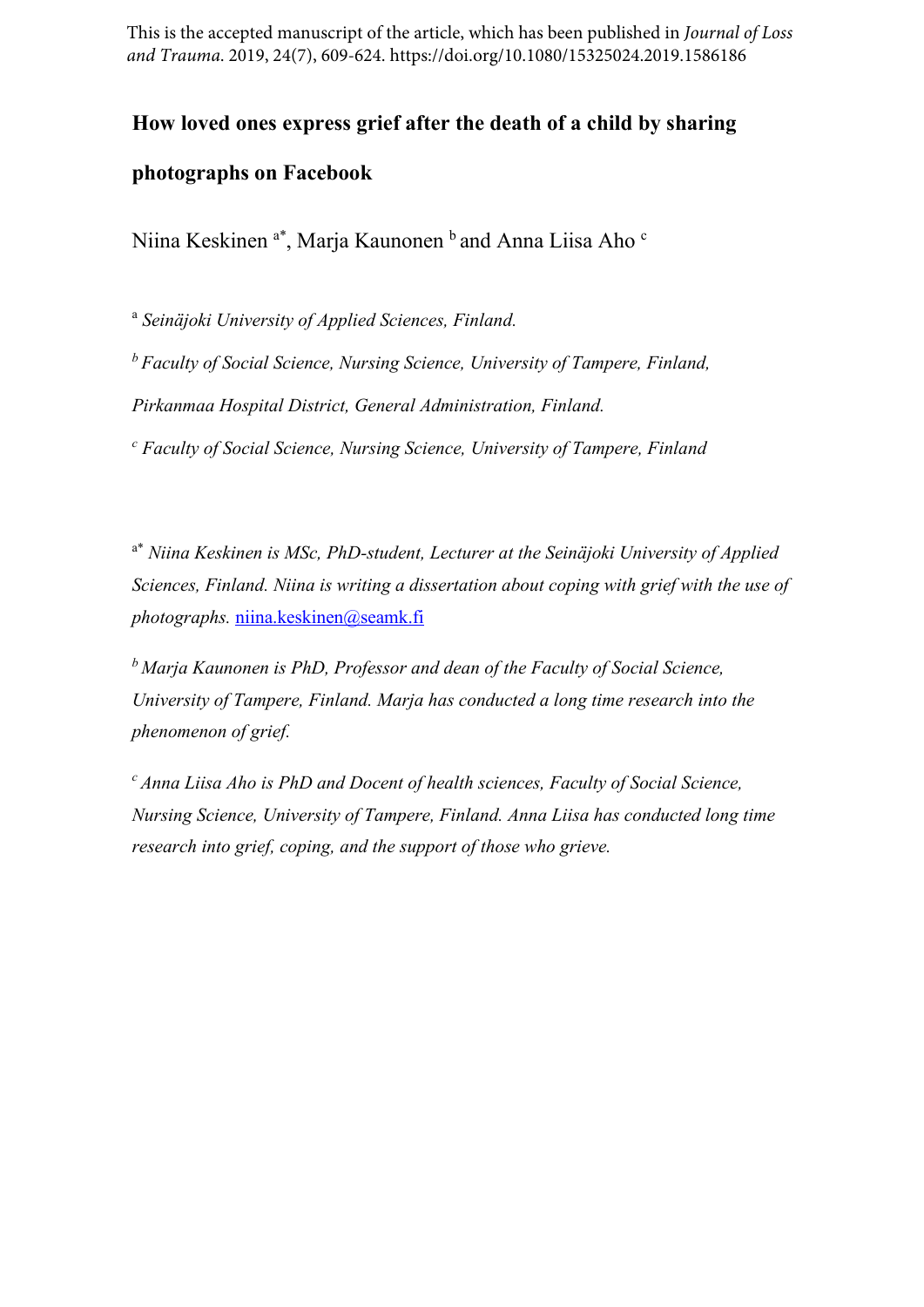This is the accepted manuscript of the article, which has been published in *Journal of Loss and Trauma*. 2019, 24(7), 609-624. https://doi.org/10.1080/15325024.2019.1586186

# How loved ones express grief after the death of a child by sharing photographs on Facebook

Niina Keskinen [a*], Marja Kaunonen [b] and Anna Liisa Aho [c]

[a] *Seinäjoki University of Applied Sciences, Finland.*

[b] *Faculty of Social Science, Nursing Science, University of Tampere, Finland, Pirkanmaa Hospital District, General Administration, Finland.*

[c] *Faculty of Social Science, Nursing Science, University of Tampere, Finland*

[a*] *Niina Keskinen is MSc, PhD-student, Lecturer at the Seinäjoki University of Applied Sciences, Finland. Niina is writing a dissertation about coping with grief with the use of photographs.* niina.keskinen@seamk.fi

[b] *Marja Kaunonen is PhD, Professor and dean of the Faculty of Social Science, University of Tampere, Finland. Marja has conducted a long time research into the phenomenon of grief.*

[c] *Anna Liisa Aho is PhD and Docent of health sciences, Faculty of Social Science, Nursing Science, University of Tampere, Finland. Anna Liisa has conducted long time research into grief, coping, and the support of those who grieve.*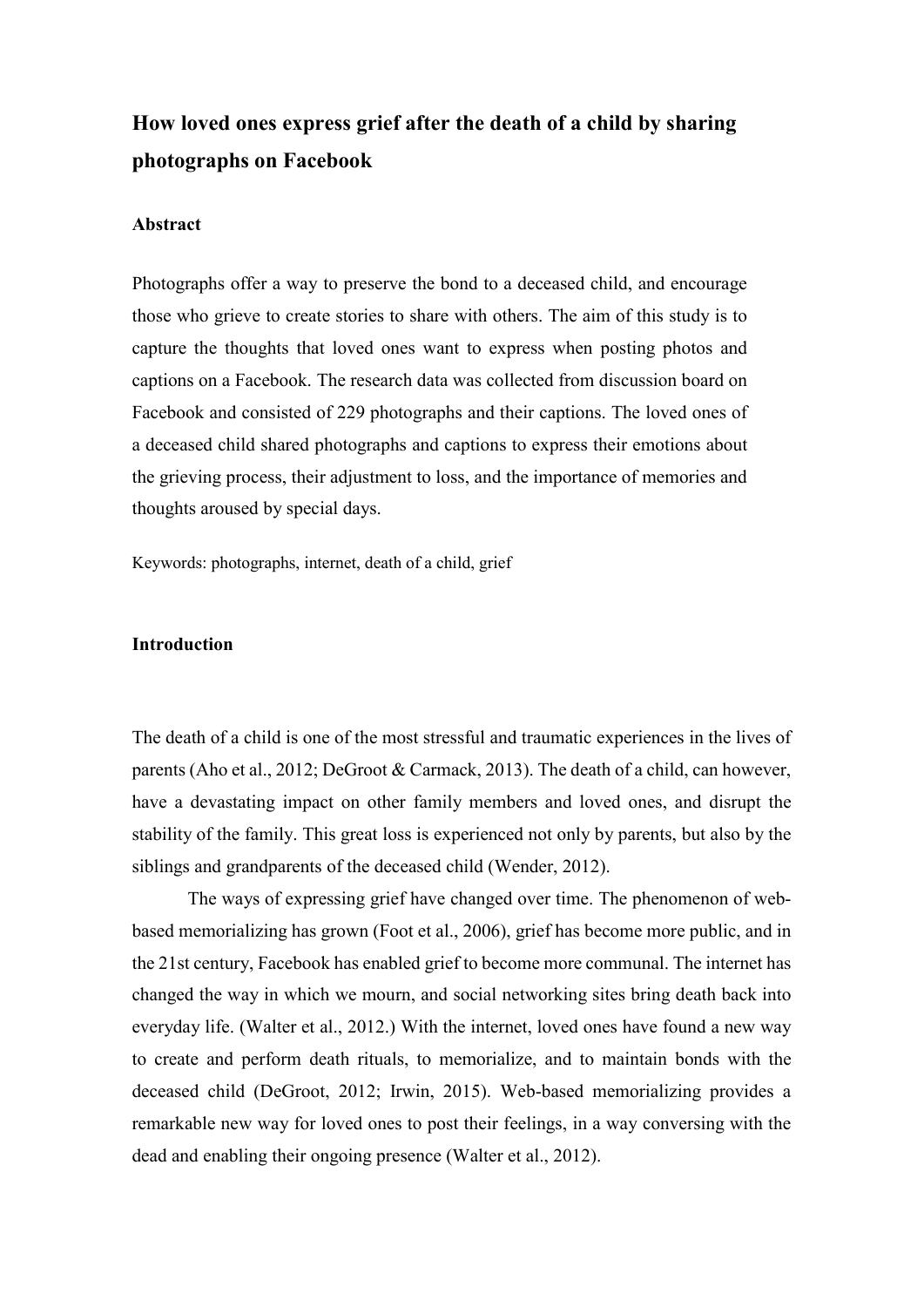# How loved ones express grief after the death of a child by sharing photographs on Facebook

## Abstract

Photographs offer a way to preserve the bond to a deceased child, and encourage those who grieve to create stories to share with others. The aim of this study is to capture the thoughts that loved ones want to express when posting photos and captions on a Facebook. The research data was collected from discussion board on Facebook and consisted of 229 photographs and their captions. The loved ones of a deceased child shared photographs and captions to express their emotions about the grieving process, their adjustment to loss, and the importance of memories and thoughts aroused by special days.

Keywords: photographs, internet, death of a child, grief

## Introduction

The death of a child is one of the most stressful and traumatic experiences in the lives of parents (Aho et al., 2012; DeGroot & Carmack, 2013). The death of a child, can however, have a devastating impact on other family members and loved ones, and disrupt the stability of the family. This great loss is experienced not only by parents, but also by the siblings and grandparents of the deceased child (Wender, 2012).

The ways of expressing grief have changed over time. The phenomenon of web-based memorializing has grown (Foot et al., 2006), grief has become more public, and in the 21st century, Facebook has enabled grief to become more communal. The internet has changed the way in which we mourn, and social networking sites bring death back into everyday life. (Walter et al., 2012.) With the internet, loved ones have found a new way to create and perform death rituals, to memorialize, and to maintain bonds with the deceased child (DeGroot, 2012; Irwin, 2015). Web-based memorializing provides a remarkable new way for loved ones to post their feelings, in a way conversing with the dead and enabling their ongoing presence (Walter et al., 2012).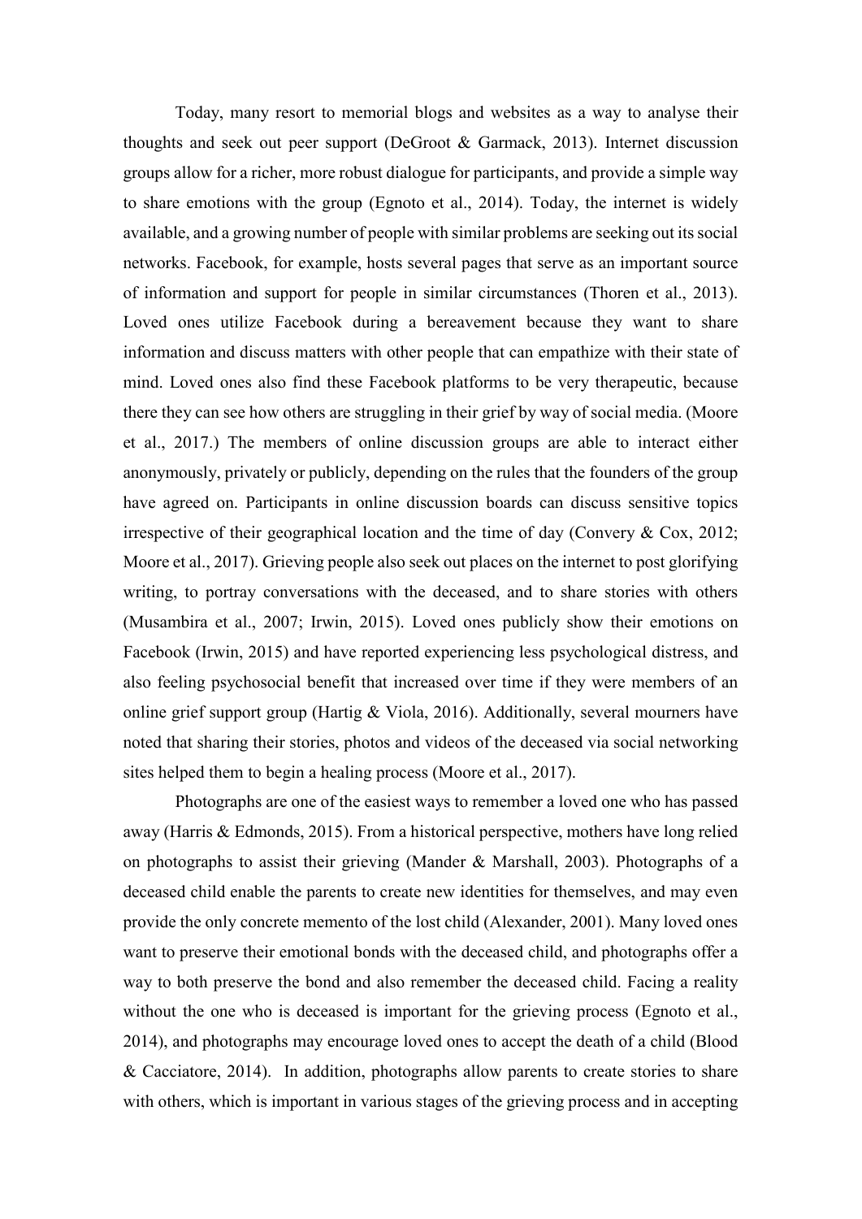Today, many resort to memorial blogs and websites as a way to analyse their thoughts and seek out peer support (DeGroot & Garmack, 2013). Internet discussion groups allow for a richer, more robust dialogue for participants, and provide a simple way to share emotions with the group (Egnoto et al., 2014). Today, the internet is widely available, and a growing number of people with similar problems are seeking out its social networks. Facebook, for example, hosts several pages that serve as an important source of information and support for people in similar circumstances (Thoren et al., 2013). Loved ones utilize Facebook during a bereavement because they want to share information and discuss matters with other people that can empathize with their state of mind. Loved ones also find these Facebook platforms to be very therapeutic, because there they can see how others are struggling in their grief by way of social media. (Moore et al., 2017.) The members of online discussion groups are able to interact either anonymously, privately or publicly, depending on the rules that the founders of the group have agreed on. Participants in online discussion boards can discuss sensitive topics irrespective of their geographical location and the time of day (Convery & Cox, 2012; Moore et al., 2017). Grieving people also seek out places on the internet to post glorifying writing, to portray conversations with the deceased, and to share stories with others (Musambira et al., 2007; Irwin, 2015). Loved ones publicly show their emotions on Facebook (Irwin, 2015) and have reported experiencing less psychological distress, and also feeling psychosocial benefit that increased over time if they were members of an online grief support group (Hartig & Viola, 2016). Additionally, several mourners have noted that sharing their stories, photos and videos of the deceased via social networking sites helped them to begin a healing process (Moore et al., 2017).

Photographs are one of the easiest ways to remember a loved one who has passed away (Harris & Edmonds, 2015). From a historical perspective, mothers have long relied on photographs to assist their grieving (Mander & Marshall, 2003). Photographs of a deceased child enable the parents to create new identities for themselves, and may even provide the only concrete memento of the lost child (Alexander, 2001). Many loved ones want to preserve their emotional bonds with the deceased child, and photographs offer a way to both preserve the bond and also remember the deceased child. Facing a reality without the one who is deceased is important for the grieving process (Egnoto et al., 2014), and photographs may encourage loved ones to accept the death of a child (Blood & Cacciatore, 2014). In addition, photographs allow parents to create stories to share with others, which is important in various stages of the grieving process and in accepting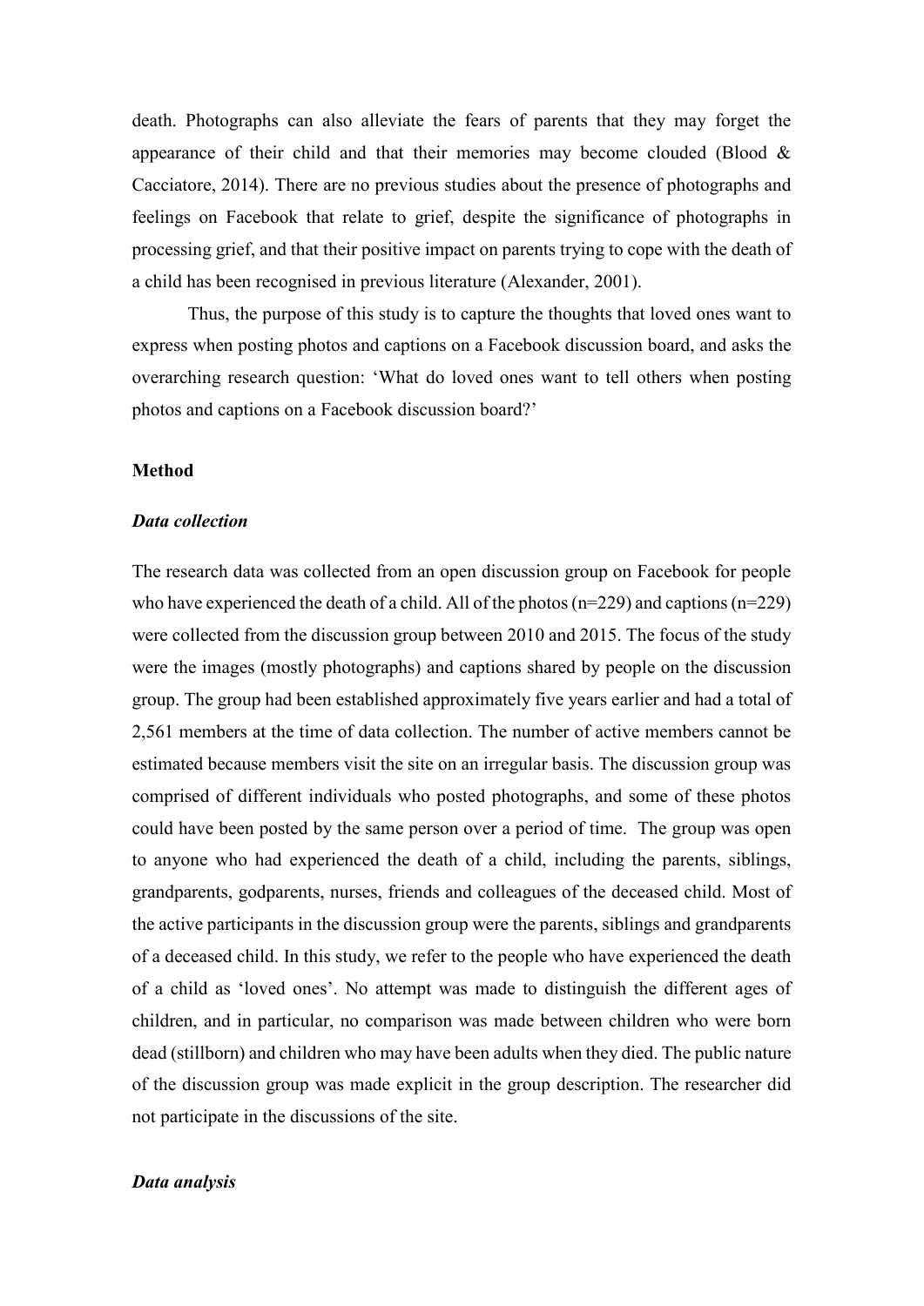death. Photographs can also alleviate the fears of parents that they may forget the appearance of their child and that their memories may become clouded (Blood & Cacciatore, 2014). There are no previous studies about the presence of photographs and feelings on Facebook that relate to grief, despite the significance of photographs in processing grief, and that their positive impact on parents trying to cope with the death of a child has been recognised in previous literature (Alexander, 2001).

Thus, the purpose of this study is to capture the thoughts that loved ones want to express when posting photos and captions on a Facebook discussion board, and asks the overarching research question: 'What do loved ones want to tell others when posting photos and captions on a Facebook discussion board?'

## Method

### *Data collection*

The research data was collected from an open discussion group on Facebook for people who have experienced the death of a child. All of the photos (n=229) and captions (n=229) were collected from the discussion group between 2010 and 2015. The focus of the study were the images (mostly photographs) and captions shared by people on the discussion group. The group had been established approximately five years earlier and had a total of 2,561 members at the time of data collection. The number of active members cannot be estimated because members visit the site on an irregular basis. The discussion group was comprised of different individuals who posted photographs, and some of these photos could have been posted by the same person over a period of time. The group was open to anyone who had experienced the death of a child, including the parents, siblings, grandparents, godparents, nurses, friends and colleagues of the deceased child. Most of the active participants in the discussion group were the parents, siblings and grandparents of a deceased child. In this study, we refer to the people who have experienced the death of a child as 'loved ones'. No attempt was made to distinguish the different ages of children, and in particular, no comparison was made between children who were born dead (stillborn) and children who may have been adults when they died. The public nature of the discussion group was made explicit in the group description. The researcher did not participate in the discussions of the site.

### *Data analysis*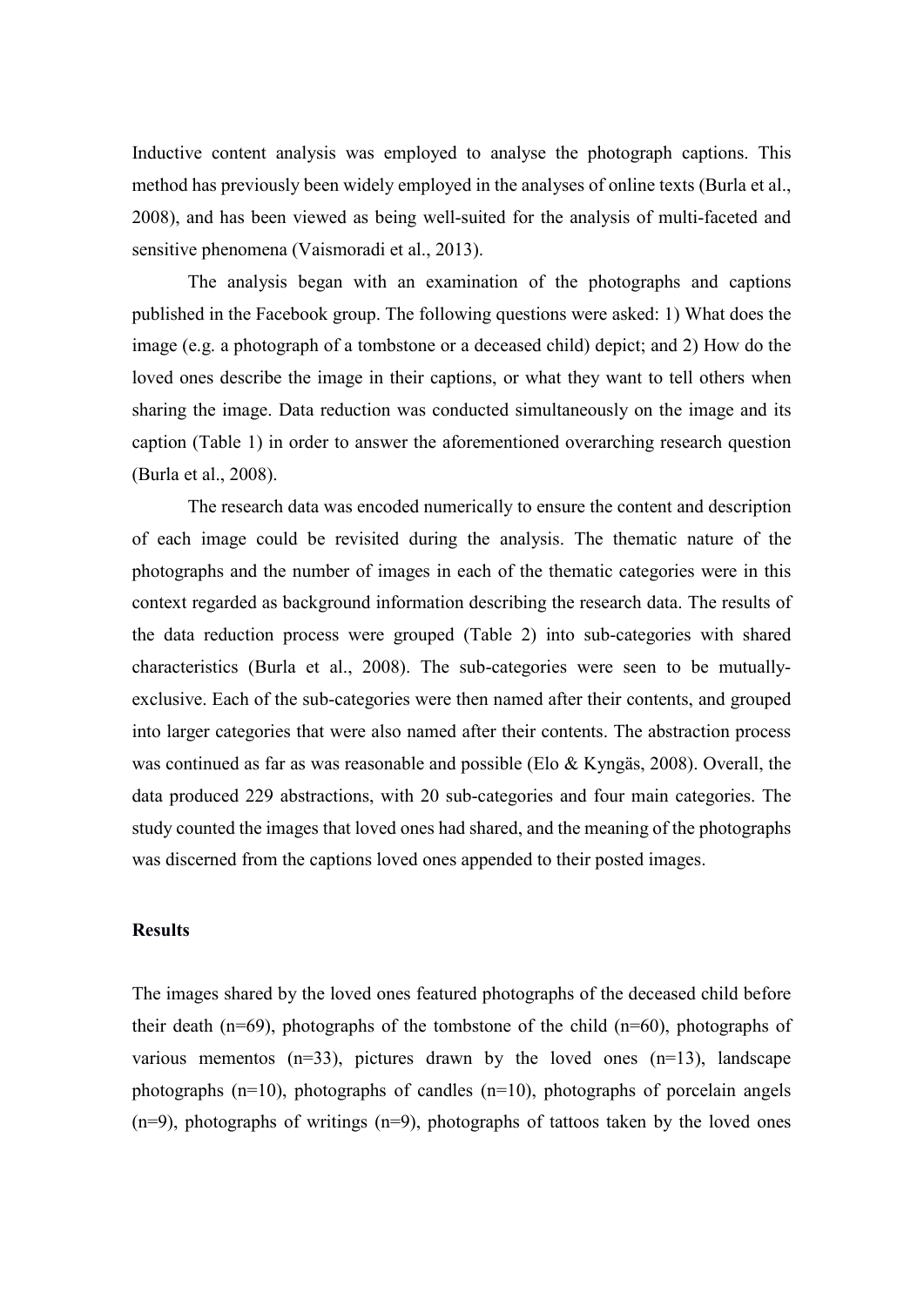Inductive content analysis was employed to analyse the photograph captions. This method has previously been widely employed in the analyses of online texts (Burla et al., 2008), and has been viewed as being well-suited for the analysis of multi-faceted and sensitive phenomena (Vaismoradi et al., 2013).

The analysis began with an examination of the photographs and captions published in the Facebook group. The following questions were asked: 1) What does the image (e.g. a photograph of a tombstone or a deceased child) depict; and 2) How do the loved ones describe the image in their captions, or what they want to tell others when sharing the image. Data reduction was conducted simultaneously on the image and its caption (Table 1) in order to answer the aforementioned overarching research question (Burla et al., 2008).

The research data was encoded numerically to ensure the content and description of each image could be revisited during the analysis. The thematic nature of the photographs and the number of images in each of the thematic categories were in this context regarded as background information describing the research data. The results of the data reduction process were grouped (Table 2) into sub-categories with shared characteristics (Burla et al., 2008). The sub-categories were seen to be mutually-exclusive. Each of the sub-categories were then named after their contents, and grouped into larger categories that were also named after their contents. The abstraction process was continued as far as was reasonable and possible (Elo & Kyngäs, 2008). Overall, the data produced 229 abstractions, with 20 sub-categories and four main categories. The study counted the images that loved ones had shared, and the meaning of the photographs was discerned from the captions loved ones appended to their posted images.

## Results

The images shared by the loved ones featured photographs of the deceased child before their death (n=69), photographs of the tombstone of the child (n=60), photographs of various mementos (n=33), pictures drawn by the loved ones (n=13), landscape photographs (n=10), photographs of candles (n=10), photographs of porcelain angels (n=9), photographs of writings (n=9), photographs of tattoos taken by the loved ones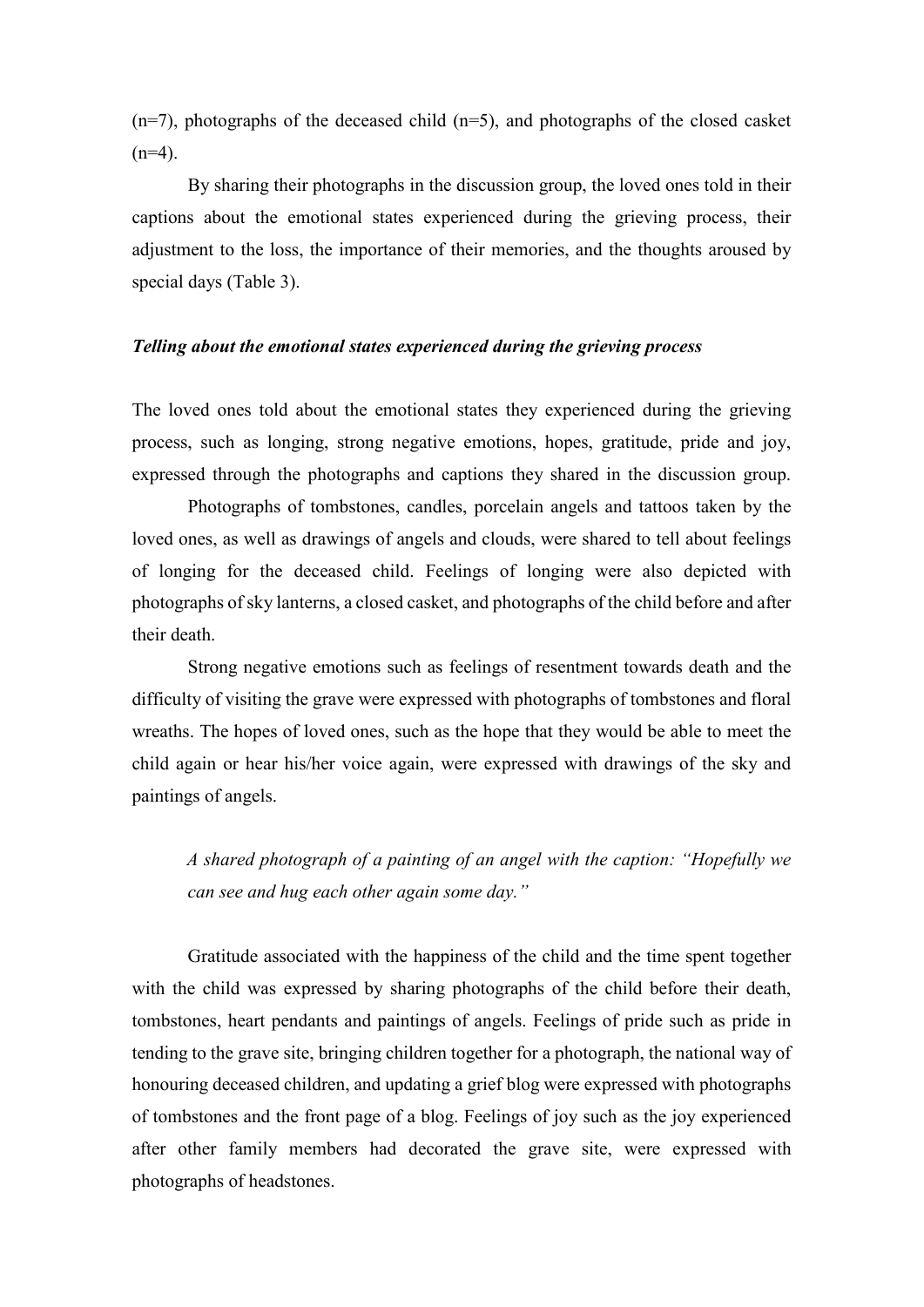(n=7), photographs of the deceased child (n=5), and photographs of the closed casket (n=4).

By sharing their photographs in the discussion group, the loved ones told in their captions about the emotional states experienced during the grieving process, their adjustment to the loss, the importance of their memories, and the thoughts aroused by special days (Table 3).

### *Telling about the emotional states experienced during the grieving process*

The loved ones told about the emotional states they experienced during the grieving process, such as longing, strong negative emotions, hopes, gratitude, pride and joy, expressed through the photographs and captions they shared in the discussion group.

Photographs of tombstones, candles, porcelain angels and tattoos taken by the loved ones, as well as drawings of angels and clouds, were shared to tell about feelings of longing for the deceased child. Feelings of longing were also depicted with photographs of sky lanterns, a closed casket, and photographs of the child before and after their death.

Strong negative emotions such as feelings of resentment towards death and the difficulty of visiting the grave were expressed with photographs of tombstones and floral wreaths. The hopes of loved ones, such as the hope that they would be able to meet the child again or hear his/her voice again, were expressed with drawings of the sky and paintings of angels.

> *A shared photograph of a painting of an angel with the caption: "Hopefully we can see and hug each other again some day."*

Gratitude associated with the happiness of the child and the time spent together with the child was expressed by sharing photographs of the child before their death, tombstones, heart pendants and paintings of angels. Feelings of pride such as pride in tending to the grave site, bringing children together for a photograph, the national way of honouring deceased children, and updating a grief blog were expressed with photographs of tombstones and the front page of a blog. Feelings of joy such as the joy experienced after other family members had decorated the grave site, were expressed with photographs of headstones.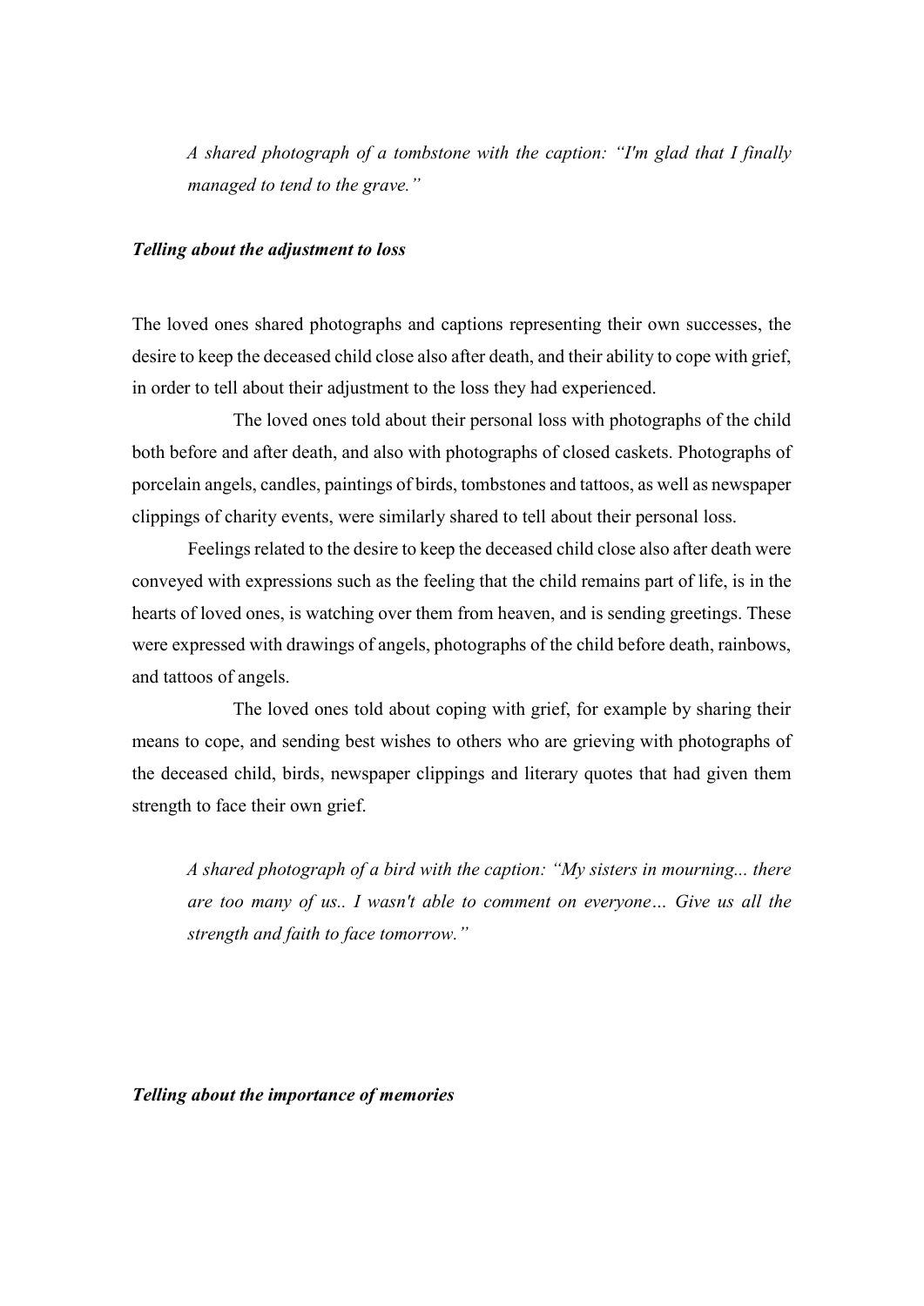*A shared photograph of a tombstone with the caption: "I'm glad that I finally managed to tend to the grave."*

### ***Telling about the adjustment to loss***

The loved ones shared photographs and captions representing their own successes, the desire to keep the deceased child close also after death, and their ability to cope with grief, in order to tell about their adjustment to the loss they had experienced.

The loved ones told about their personal loss with photographs of the child both before and after death, and also with photographs of closed caskets. Photographs of porcelain angels, candles, paintings of birds, tombstones and tattoos, as well as newspaper clippings of charity events, were similarly shared to tell about their personal loss.

Feelings related to the desire to keep the deceased child close also after death were conveyed with expressions such as the feeling that the child remains part of life, is in the hearts of loved ones, is watching over them from heaven, and is sending greetings. These were expressed with drawings of angels, photographs of the child before death, rainbows, and tattoos of angels.

The loved ones told about coping with grief, for example by sharing their means to cope, and sending best wishes to others who are grieving with photographs of the deceased child, birds, newspaper clippings and literary quotes that had given them strength to face their own grief.

*A shared photograph of a bird with the caption: "My sisters in mourning... there are too many of us.. I wasn't able to comment on everyone… Give us all the strength and faith to face tomorrow."*

### ***Telling about the importance of memories***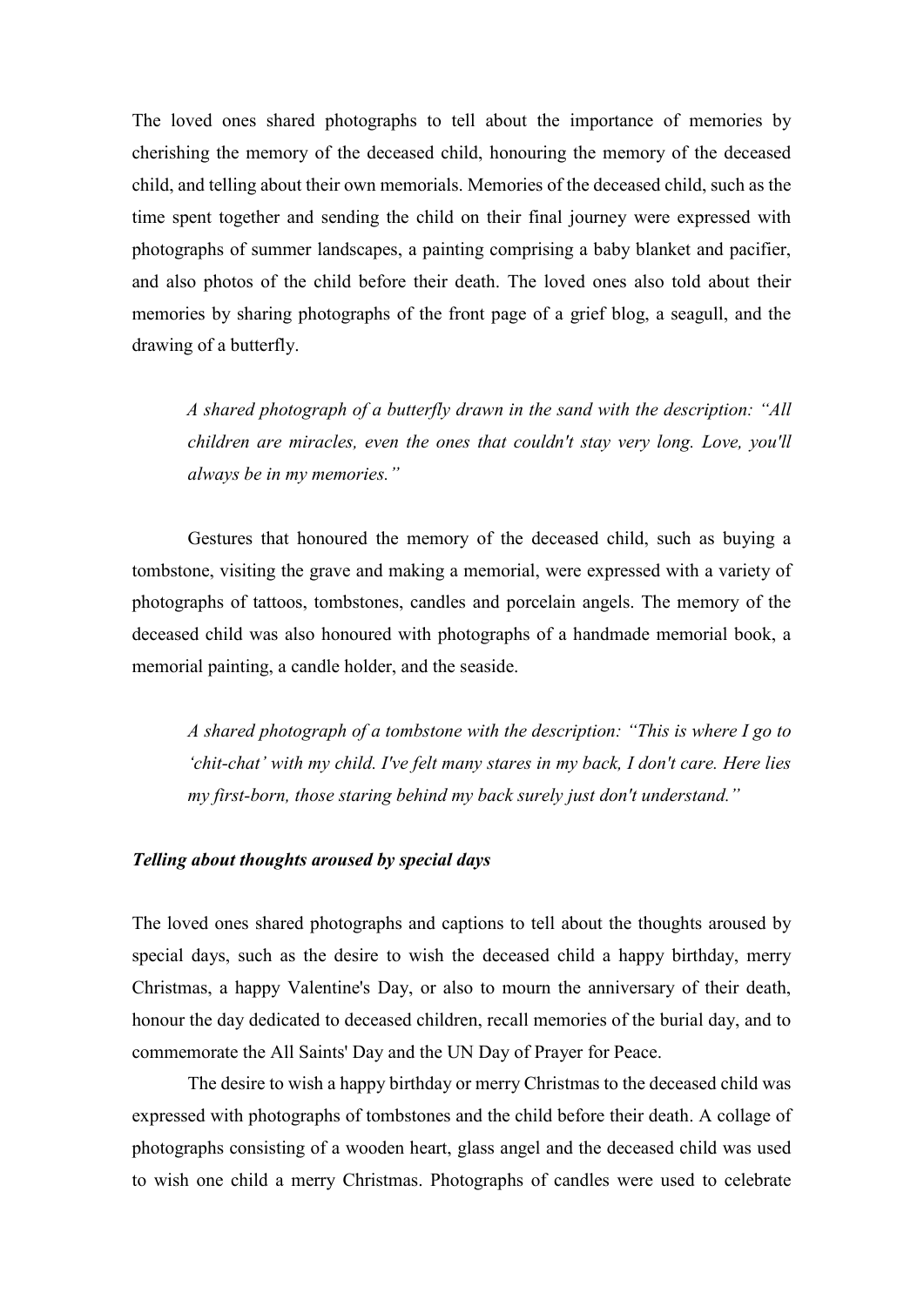The loved ones shared photographs to tell about the importance of memories by cherishing the memory of the deceased child, honouring the memory of the deceased child, and telling about their own memorials. Memories of the deceased child, such as the time spent together and sending the child on their final journey were expressed with photographs of summer landscapes, a painting comprising a baby blanket and pacifier, and also photos of the child before their death. The loved ones also told about their memories by sharing photographs of the front page of a grief blog, a seagull, and the drawing of a butterfly.

> *A shared photograph of a butterfly drawn in the sand with the description: "All children are miracles, even the ones that couldn't stay very long. Love, you'll always be in my memories."*

Gestures that honoured the memory of the deceased child, such as buying a tombstone, visiting the grave and making a memorial, were expressed with a variety of photographs of tattoos, tombstones, candles and porcelain angels. The memory of the deceased child was also honoured with photographs of a handmade memorial book, a memorial painting, a candle holder, and the seaside.

> *A shared photograph of a tombstone with the description: "This is where I go to 'chit-chat' with my child. I've felt many stares in my back, I don't care. Here lies my first-born, those staring behind my back surely just don't understand."*

***Telling about thoughts aroused by special days***

The loved ones shared photographs and captions to tell about the thoughts aroused by special days, such as the desire to wish the deceased child a happy birthday, merry Christmas, a happy Valentine's Day, or also to mourn the anniversary of their death, honour the day dedicated to deceased children, recall memories of the burial day, and to commemorate the All Saints' Day and the UN Day of Prayer for Peace.

The desire to wish a happy birthday or merry Christmas to the deceased child was expressed with photographs of tombstones and the child before their death. A collage of photographs consisting of a wooden heart, glass angel and the deceased child was used to wish one child a merry Christmas. Photographs of candles were used to celebrate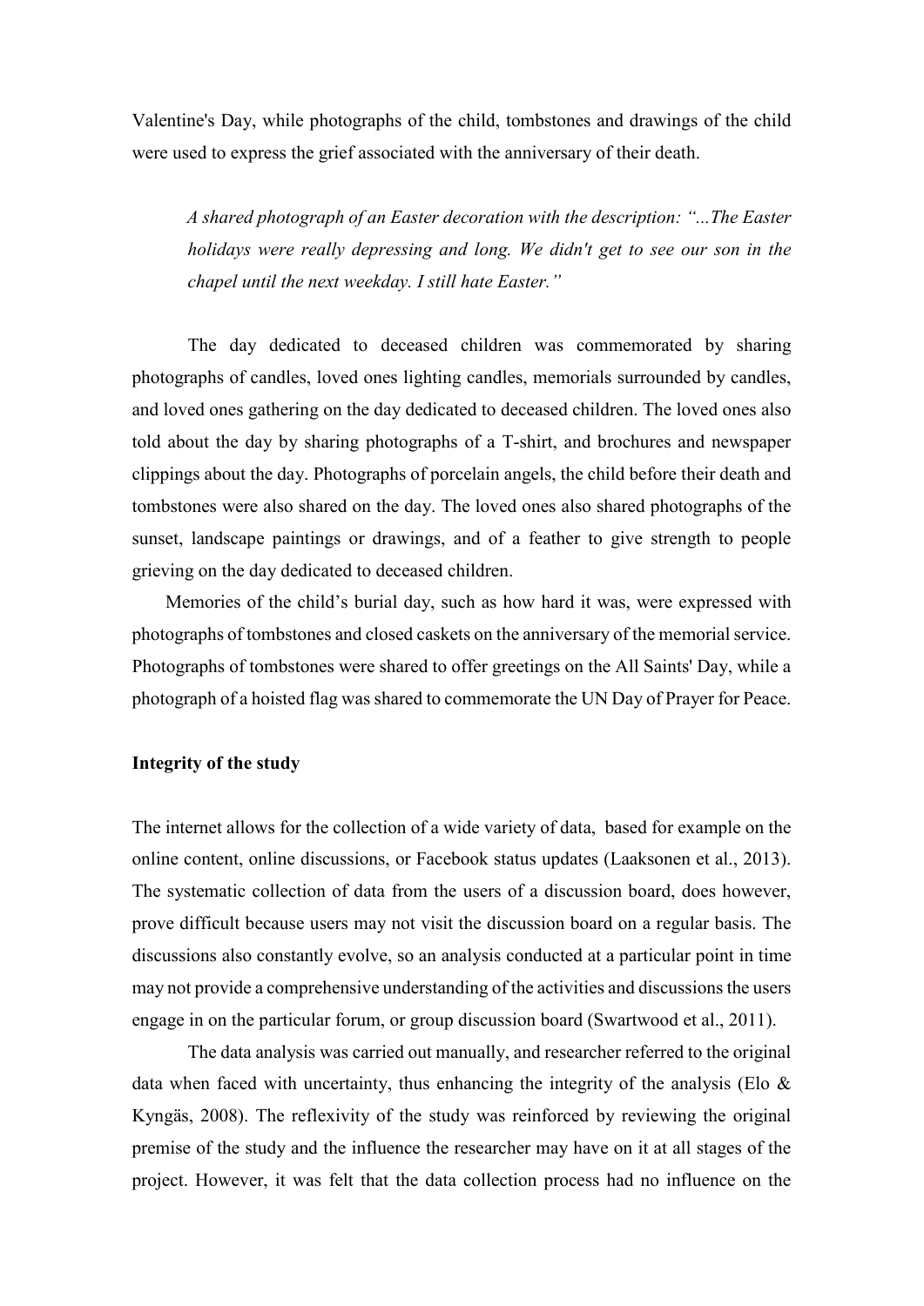Valentine's Day, while photographs of the child, tombstones and drawings of the child were used to express the grief associated with the anniversary of their death.

> *A shared photograph of an Easter decoration with the description: "...The Easter holidays were really depressing and long. We didn't get to see our son in the chapel until the next weekday. I still hate Easter."*

The day dedicated to deceased children was commemorated by sharing photographs of candles, loved ones lighting candles, memorials surrounded by candles, and loved ones gathering on the day dedicated to deceased children. The loved ones also told about the day by sharing photographs of a T-shirt, and brochures and newspaper clippings about the day. Photographs of porcelain angels, the child before their death and tombstones were also shared on the day. The loved ones also shared photographs of the sunset, landscape paintings or drawings, and of a feather to give strength to people grieving on the day dedicated to deceased children.

Memories of the child's burial day, such as how hard it was, were expressed with photographs of tombstones and closed caskets on the anniversary of the memorial service. Photographs of tombstones were shared to offer greetings on the All Saints' Day, while a photograph of a hoisted flag was shared to commemorate the UN Day of Prayer for Peace.

**Integrity of the study**

The internet allows for the collection of a wide variety of data, based for example on the online content, online discussions, or Facebook status updates (Laaksonen et al., 2013). The systematic collection of data from the users of a discussion board, does however, prove difficult because users may not visit the discussion board on a regular basis. The discussions also constantly evolve, so an analysis conducted at a particular point in time may not provide a comprehensive understanding of the activities and discussions the users engage in on the particular forum, or group discussion board (Swartwood et al., 2011).

The data analysis was carried out manually, and researcher referred to the original data when faced with uncertainty, thus enhancing the integrity of the analysis (Elo & Kyngäs, 2008). The reflexivity of the study was reinforced by reviewing the original premise of the study and the influence the researcher may have on it at all stages of the project. However, it was felt that the data collection process had no influence on the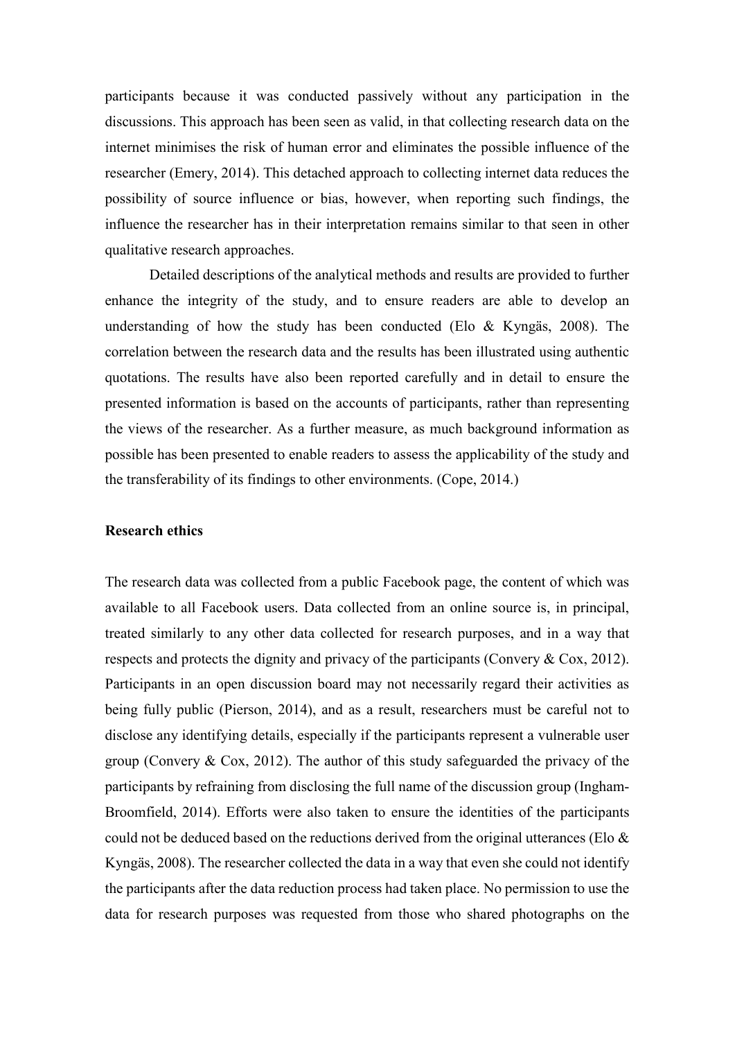participants because it was conducted passively without any participation in the discussions. This approach has been seen as valid, in that collecting research data on the internet minimises the risk of human error and eliminates the possible influence of the researcher (Emery, 2014). This detached approach to collecting internet data reduces the possibility of source influence or bias, however, when reporting such findings, the influence the researcher has in their interpretation remains similar to that seen in other qualitative research approaches.

Detailed descriptions of the analytical methods and results are provided to further enhance the integrity of the study, and to ensure readers are able to develop an understanding of how the study has been conducted (Elo & Kyngäs, 2008). The correlation between the research data and the results has been illustrated using authentic quotations. The results have also been reported carefully and in detail to ensure the presented information is based on the accounts of participants, rather than representing the views of the researcher. As a further measure, as much background information as possible has been presented to enable readers to assess the applicability of the study and the transferability of its findings to other environments. (Cope, 2014.)

**Research ethics**

The research data was collected from a public Facebook page, the content of which was available to all Facebook users. Data collected from an online source is, in principal, treated similarly to any other data collected for research purposes, and in a way that respects and protects the dignity and privacy of the participants (Convery & Cox, 2012). Participants in an open discussion board may not necessarily regard their activities as being fully public (Pierson, 2014), and as a result, researchers must be careful not to disclose any identifying details, especially if the participants represent a vulnerable user group (Convery & Cox, 2012). The author of this study safeguarded the privacy of the participants by refraining from disclosing the full name of the discussion group (Ingham-Broomfield, 2014). Efforts were also taken to ensure the identities of the participants could not be deduced based on the reductions derived from the original utterances (Elo & Kyngäs, 2008). The researcher collected the data in a way that even she could not identify the participants after the data reduction process had taken place. No permission to use the data for research purposes was requested from those who shared photographs on the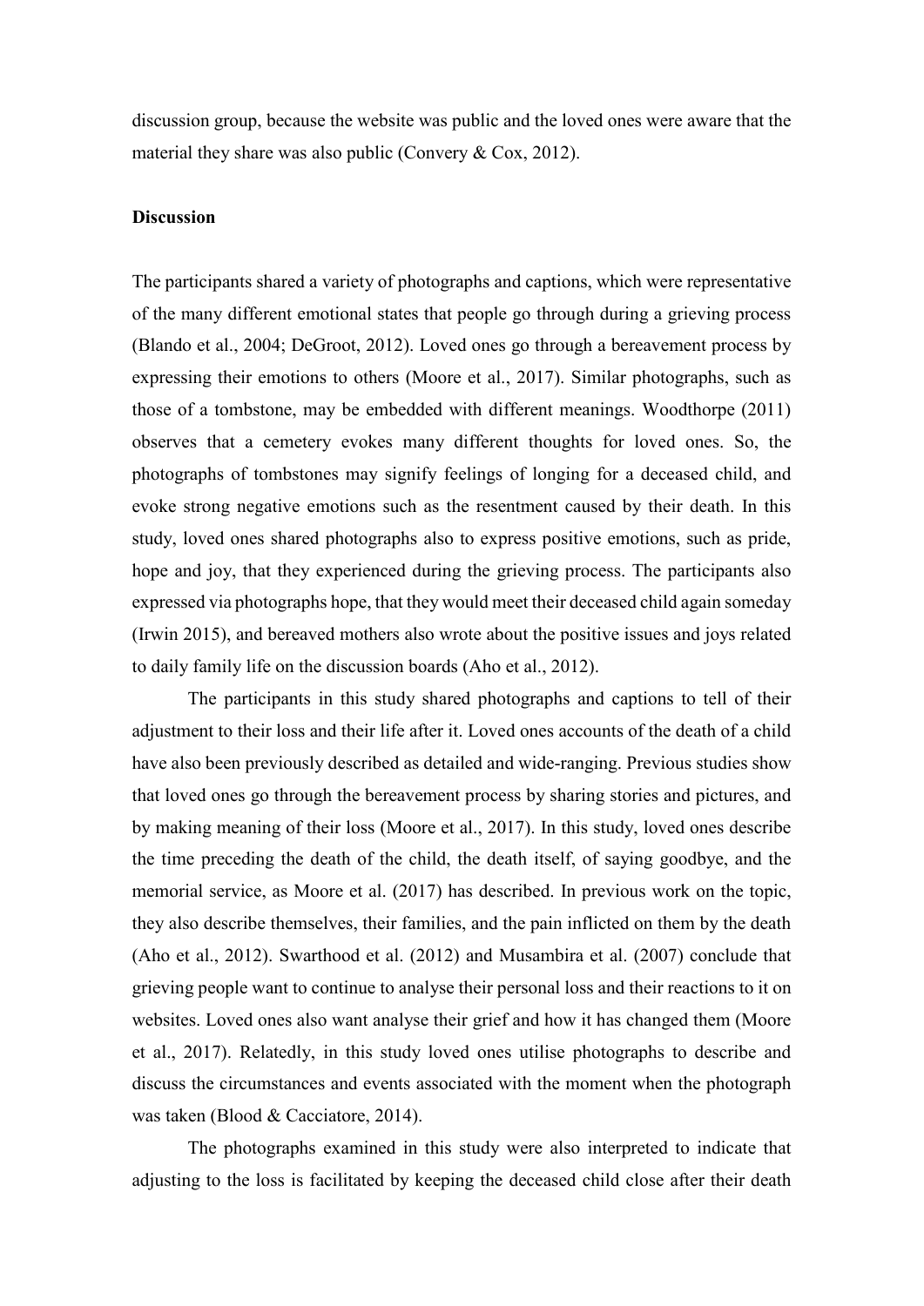discussion group, because the website was public and the loved ones were aware that the material they share was also public (Convery & Cox, 2012).

**Discussion**

The participants shared a variety of photographs and captions, which were representative of the many different emotional states that people go through during a grieving process (Blando et al., 2004; DeGroot, 2012). Loved ones go through a bereavement process by expressing their emotions to others (Moore et al., 2017). Similar photographs, such as those of a tombstone, may be embedded with different meanings. Woodthorpe (2011) observes that a cemetery evokes many different thoughts for loved ones. So, the photographs of tombstones may signify feelings of longing for a deceased child, and evoke strong negative emotions such as the resentment caused by their death. In this study, loved ones shared photographs also to express positive emotions, such as pride, hope and joy, that they experienced during the grieving process. The participants also expressed via photographs hope, that they would meet their deceased child again someday (Irwin 2015), and bereaved mothers also wrote about the positive issues and joys related to daily family life on the discussion boards (Aho et al., 2012).

The participants in this study shared photographs and captions to tell of their adjustment to their loss and their life after it. Loved ones accounts of the death of a child have also been previously described as detailed and wide-ranging. Previous studies show that loved ones go through the bereavement process by sharing stories and pictures, and by making meaning of their loss (Moore et al., 2017). In this study, loved ones describe the time preceding the death of the child, the death itself, of saying goodbye, and the memorial service, as Moore et al. (2017) has described. In previous work on the topic, they also describe themselves, their families, and the pain inflicted on them by the death (Aho et al., 2012). Swarthood et al. (2012) and Musambira et al. (2007) conclude that grieving people want to continue to analyse their personal loss and their reactions to it on websites. Loved ones also want analyse their grief and how it has changed them (Moore et al., 2017). Relatedly, in this study loved ones utilise photographs to describe and discuss the circumstances and events associated with the moment when the photograph was taken (Blood & Cacciatore, 2014).

The photographs examined in this study were also interpreted to indicate that adjusting to the loss is facilitated by keeping the deceased child close after their death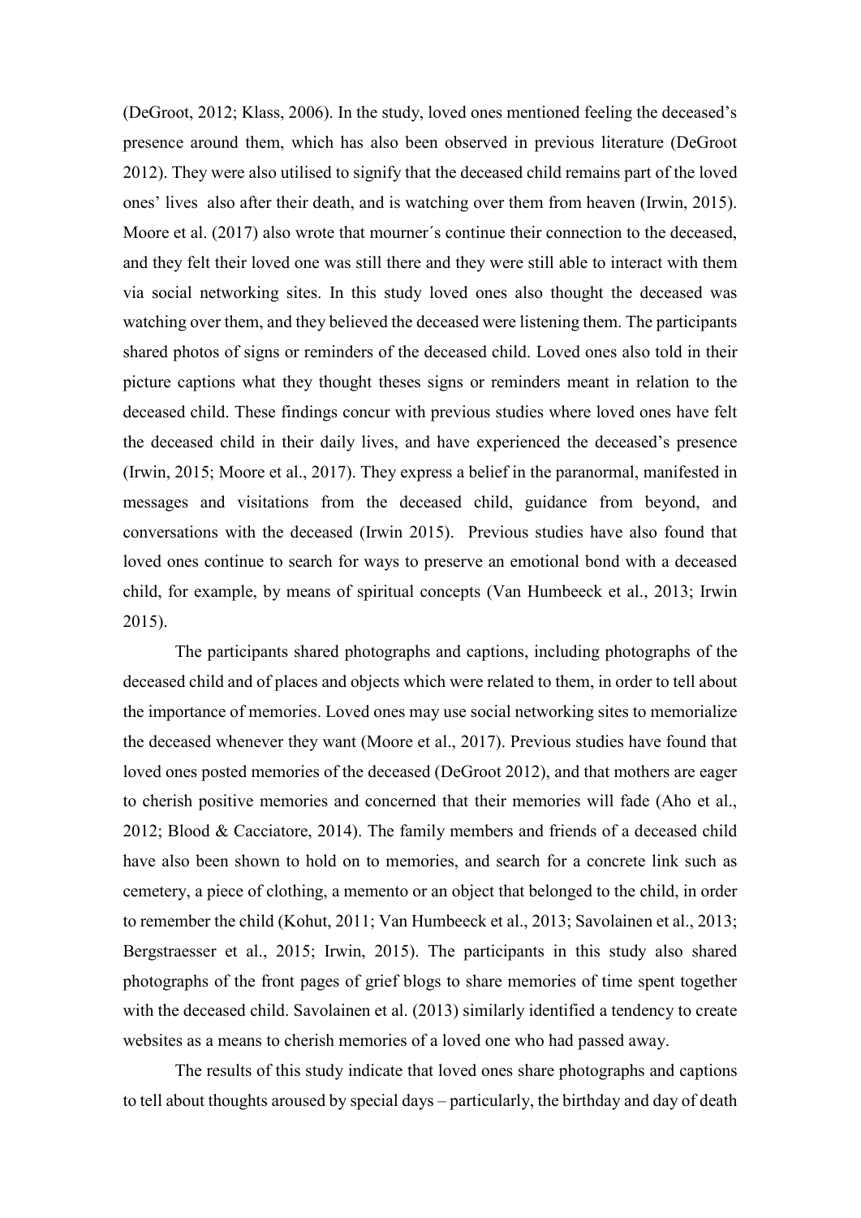(DeGroot, 2012; Klass, 2006). In the study, loved ones mentioned feeling the deceased's presence around them, which has also been observed in previous literature (DeGroot 2012). They were also utilised to signify that the deceased child remains part of the loved ones' lives also after their death, and is watching over them from heaven (Irwin, 2015). Moore et al. (2017) also wrote that mourner´s continue their connection to the deceased, and they felt their loved one was still there and they were still able to interact with them via social networking sites. In this study loved ones also thought the deceased was watching over them, and they believed the deceased were listening them. The participants shared photos of signs or reminders of the deceased child. Loved ones also told in their picture captions what they thought theses signs or reminders meant in relation to the deceased child. These findings concur with previous studies where loved ones have felt the deceased child in their daily lives, and have experienced the deceased's presence (Irwin, 2015; Moore et al., 2017). They express a belief in the paranormal, manifested in messages and visitations from the deceased child, guidance from beyond, and conversations with the deceased (Irwin 2015). Previous studies have also found that loved ones continue to search for ways to preserve an emotional bond with a deceased child, for example, by means of spiritual concepts (Van Humbeeck et al., 2013; Irwin 2015).

The participants shared photographs and captions, including photographs of the deceased child and of places and objects which were related to them, in order to tell about the importance of memories. Loved ones may use social networking sites to memorialize the deceased whenever they want (Moore et al., 2017). Previous studies have found that loved ones posted memories of the deceased (DeGroot 2012), and that mothers are eager to cherish positive memories and concerned that their memories will fade (Aho et al., 2012; Blood & Cacciatore, 2014). The family members and friends of a deceased child have also been shown to hold on to memories, and search for a concrete link such as cemetery, a piece of clothing, a memento or an object that belonged to the child, in order to remember the child (Kohut, 2011; Van Humbeeck et al., 2013; Savolainen et al., 2013; Bergstraesser et al., 2015; Irwin, 2015). The participants in this study also shared photographs of the front pages of grief blogs to share memories of time spent together with the deceased child. Savolainen et al. (2013) similarly identified a tendency to create websites as a means to cherish memories of a loved one who had passed away.

The results of this study indicate that loved ones share photographs and captions to tell about thoughts aroused by special days – particularly, the birthday and day of death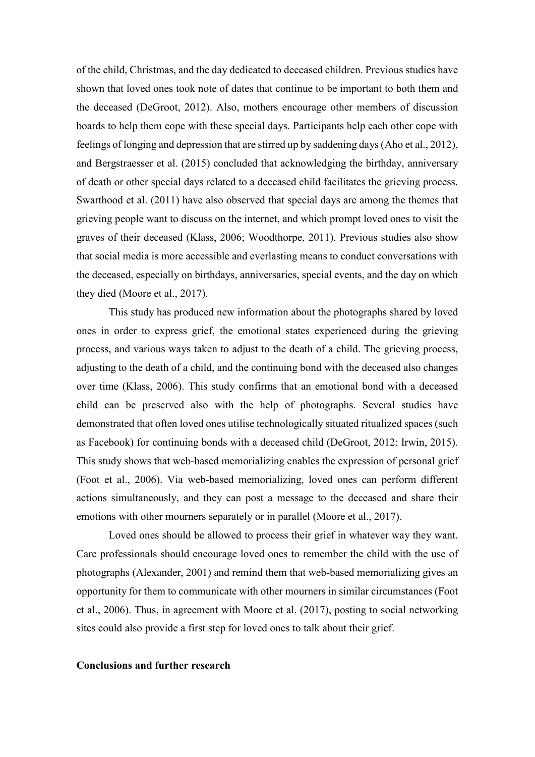of the child, Christmas, and the day dedicated to deceased children. Previous studies have shown that loved ones took note of dates that continue to be important to both them and the deceased (DeGroot, 2012). Also, mothers encourage other members of discussion boards to help them cope with these special days. Participants help each other cope with feelings of longing and depression that are stirred up by saddening days (Aho et al., 2012), and Bergstraesser et al. (2015) concluded that acknowledging the birthday, anniversary of death or other special days related to a deceased child facilitates the grieving process. Swarthood et al. (2011) have also observed that special days are among the themes that grieving people want to discuss on the internet, and which prompt loved ones to visit the graves of their deceased (Klass, 2006; Woodthorpe, 2011). Previous studies also show that social media is more accessible and everlasting means to conduct conversations with the deceased, especially on birthdays, anniversaries, special events, and the day on which they died (Moore et al., 2017).

This study has produced new information about the photographs shared by loved ones in order to express grief, the emotional states experienced during the grieving process, and various ways taken to adjust to the death of a child. The grieving process, adjusting to the death of a child, and the continuing bond with the deceased also changes over time (Klass, 2006). This study confirms that an emotional bond with a deceased child can be preserved also with the help of photographs. Several studies have demonstrated that often loved ones utilise technologically situated ritualized spaces (such as Facebook) for continuing bonds with a deceased child (DeGroot, 2012; Irwin, 2015). This study shows that web-based memorializing enables the expression of personal grief (Foot et al., 2006). Via web-based memorializing, loved ones can perform different actions simultaneously, and they can post a message to the deceased and share their emotions with other mourners separately or in parallel (Moore et al., 2017).

Loved ones should be allowed to process their grief in whatever way they want. Care professionals should encourage loved ones to remember the child with the use of photographs (Alexander, 2001) and remind them that web-based memorializing gives an opportunity for them to communicate with other mourners in similar circumstances (Foot et al., 2006). Thus, in agreement with Moore et al. (2017), posting to social networking sites could also provide a first step for loved ones to talk about their grief.

## Conclusions and further research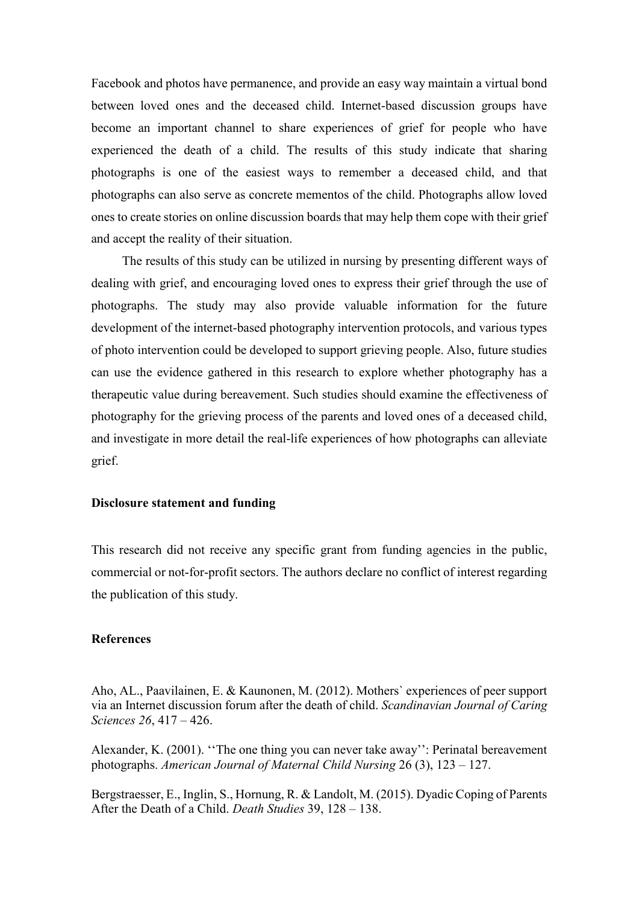Facebook and photos have permanence, and provide an easy way maintain a virtual bond between loved ones and the deceased child. Internet-based discussion groups have become an important channel to share experiences of grief for people who have experienced the death of a child. The results of this study indicate that sharing photographs is one of the easiest ways to remember a deceased child, and that photographs can also serve as concrete mementos of the child. Photographs allow loved ones to create stories on online discussion boards that may help them cope with their grief and accept the reality of their situation.

The results of this study can be utilized in nursing by presenting different ways of dealing with grief, and encouraging loved ones to express their grief through the use of photographs. The study may also provide valuable information for the future development of the internet-based photography intervention protocols, and various types of photo intervention could be developed to support grieving people. Also, future studies can use the evidence gathered in this research to explore whether photography has a therapeutic value during bereavement. Such studies should examine the effectiveness of photography for the grieving process of the parents and loved ones of a deceased child, and investigate in more detail the real-life experiences of how photographs can alleviate grief.

**Disclosure statement and funding**

This research did not receive any specific grant from funding agencies in the public, commercial or not-for-profit sectors. The authors declare no conflict of interest regarding the publication of this study.

**References**

Aho, AL., Paavilainen, E. & Kaunonen, M. (2012). Mothers` experiences of peer support via an Internet discussion forum after the death of child. *Scandinavian Journal of Caring Sciences 26*, 417 – 426.

Alexander, K. (2001). ''The one thing you can never take away'': Perinatal bereavement photographs. *American Journal of Maternal Child Nursing* 26 (3), 123 – 127.

Bergstraesser, E., Inglin, S., Hornung, R. & Landolt, M. (2015). Dyadic Coping of Parents After the Death of a Child. *Death Studies* 39, 128 – 138.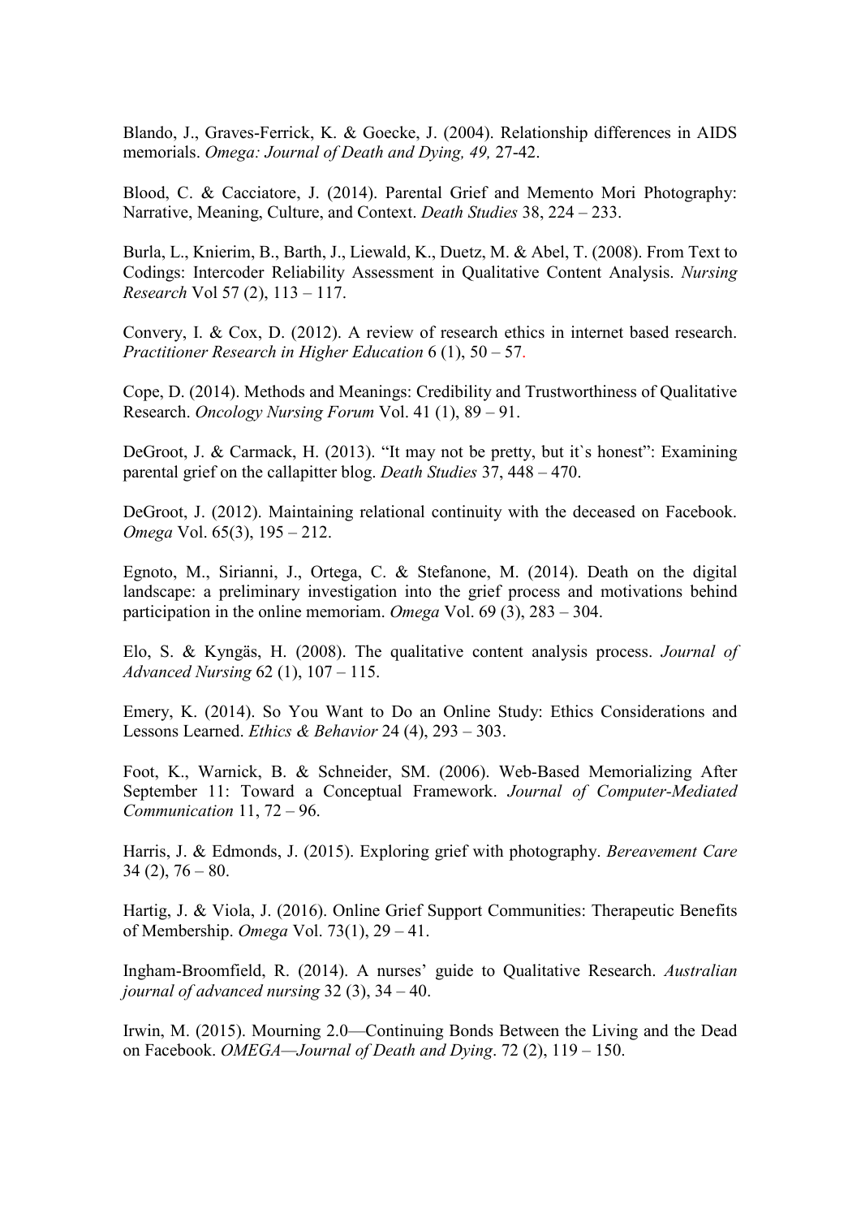Blando, J., Graves-Ferrick, K. & Goecke, J. (2004). Relationship differences in AIDS memorials. *Omega: Journal of Death and Dying, 49,* 27-42.

Blood, C. & Cacciatore, J. (2014). Parental Grief and Memento Mori Photography: Narrative, Meaning, Culture, and Context. *Death Studies* 38, 224 – 233.

Burla, L., Knierim, B., Barth, J., Liewald, K., Duetz, M. & Abel, T. (2008). From Text to Codings: Intercoder Reliability Assessment in Qualitative Content Analysis. *Nursing Research* Vol 57 (2), 113 – 117.

Convery, I. & Cox, D. (2012). A review of research ethics in internet based research. *Practitioner Research in Higher Education* 6 (1), 50 – 57.

Cope, D. (2014). Methods and Meanings: Credibility and Trustworthiness of Qualitative Research. *Oncology Nursing Forum* Vol. 41 (1), 89 – 91.

DeGroot, J. & Carmack, H. (2013). "It may not be pretty, but it`s honest": Examining parental grief on the callapitter blog. *Death Studies* 37, 448 – 470.

DeGroot, J. (2012). Maintaining relational continuity with the deceased on Facebook. *Omega* Vol. 65(3), 195 – 212.

Egnoto, M., Sirianni, J., Ortega, C. & Stefanone, M. (2014). Death on the digital landscape: a preliminary investigation into the grief process and motivations behind participation in the online memoriam. *Omega* Vol. 69 (3), 283 – 304.

Elo, S. & Kyngäs, H. (2008). The qualitative content analysis process. *Journal of Advanced Nursing* 62 (1), 107 – 115.

Emery, K. (2014). So You Want to Do an Online Study: Ethics Considerations and Lessons Learned. *Ethics & Behavior* 24 (4), 293 – 303.

Foot, K., Warnick, B. & Schneider, SM. (2006). Web-Based Memorializing After September 11: Toward a Conceptual Framework. *Journal of Computer-Mediated Communication* 11, 72 – 96.

Harris, J. & Edmonds, J. (2015). Exploring grief with photography. *Bereavement Care* 34 (2), 76 – 80.

Hartig, J. & Viola, J. (2016). Online Grief Support Communities: Therapeutic Benefits of Membership. *Omega* Vol. 73(1), 29 – 41.

Ingham-Broomfield, R. (2014). A nurses' guide to Qualitative Research. *Australian journal of advanced nursing* 32 (3), 34 – 40.

Irwin, M. (2015). Mourning 2.0—Continuing Bonds Between the Living and the Dead on Facebook. *OMEGA—Journal of Death and Dying*. 72 (2), 119 – 150.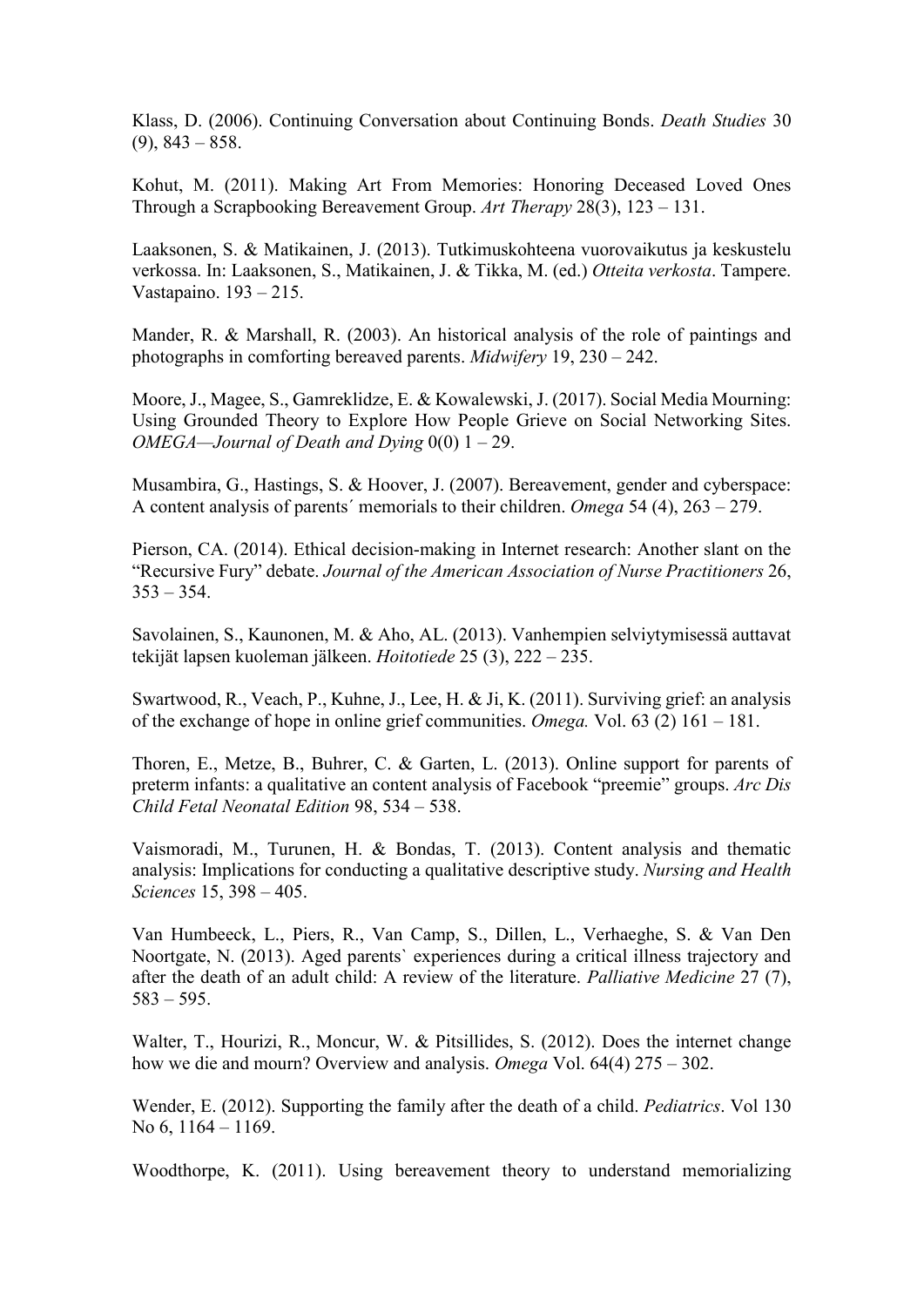Klass, D. (2006). Continuing Conversation about Continuing Bonds. *Death Studies* 30 (9), 843 – 858.

Kohut, M. (2011). Making Art From Memories: Honoring Deceased Loved Ones Through a Scrapbooking Bereavement Group. *Art Therapy* 28(3), 123 – 131.

Laaksonen, S. & Matikainen, J. (2013). Tutkimuskohteena vuorovaikutus ja keskustelu verkossa. In: Laaksonen, S., Matikainen, J. & Tikka, M. (ed.) *Otteita verkosta*. Tampere. Vastapaino. 193 – 215.

Mander, R. & Marshall, R. (2003). An historical analysis of the role of paintings and photographs in comforting bereaved parents. *Midwifery* 19, 230 – 242.

Moore, J., Magee, S., Gamreklidze, E. & Kowalewski, J. (2017). Social Media Mourning: Using Grounded Theory to Explore How People Grieve on Social Networking Sites. *OMEGA—Journal of Death and Dying* 0(0) 1 – 29.

Musambira, G., Hastings, S. & Hoover, J. (2007). Bereavement, gender and cyberspace: A content analysis of parents´ memorials to their children. *Omega* 54 (4), 263 – 279.

Pierson, CA. (2014). Ethical decision-making in Internet research: Another slant on the "Recursive Fury" debate. *Journal of the American Association of Nurse Practitioners* 26, 353 – 354.

Savolainen, S., Kaunonen, M. & Aho, AL. (2013). Vanhempien selviytymisessä auttavat tekijät lapsen kuoleman jälkeen. *Hoitotiede* 25 (3), 222 – 235.

Swartwood, R., Veach, P., Kuhne, J., Lee, H. & Ji, K. (2011). Surviving grief: an analysis of the exchange of hope in online grief communities. *Omega.* Vol. 63 (2) 161 – 181.

Thoren, E., Metze, B., Buhrer, C. & Garten, L. (2013). Online support for parents of preterm infants: a qualitative an content analysis of Facebook "preemie" groups. *Arc Dis Child Fetal Neonatal Edition* 98, 534 – 538.

Vaismoradi, M., Turunen, H. & Bondas, T. (2013). Content analysis and thematic analysis: Implications for conducting a qualitative descriptive study. *Nursing and Health Sciences* 15, 398 – 405.

Van Humbeeck, L., Piers, R., Van Camp, S., Dillen, L., Verhaeghe, S. & Van Den Noortgate, N. (2013). Aged parents` experiences during a critical illness trajectory and after the death of an adult child: A review of the literature. *Palliative Medicine* 27 (7), 583 – 595.

Walter, T., Hourizi, R., Moncur, W. & Pitsillides, S. (2012). Does the internet change how we die and mourn? Overview and analysis. *Omega* Vol. 64(4) 275 – 302.

Wender, E. (2012). Supporting the family after the death of a child. *Pediatrics*. Vol 130 No 6, 1164 – 1169.

Woodthorpe, K. (2011). Using bereavement theory to understand memorializing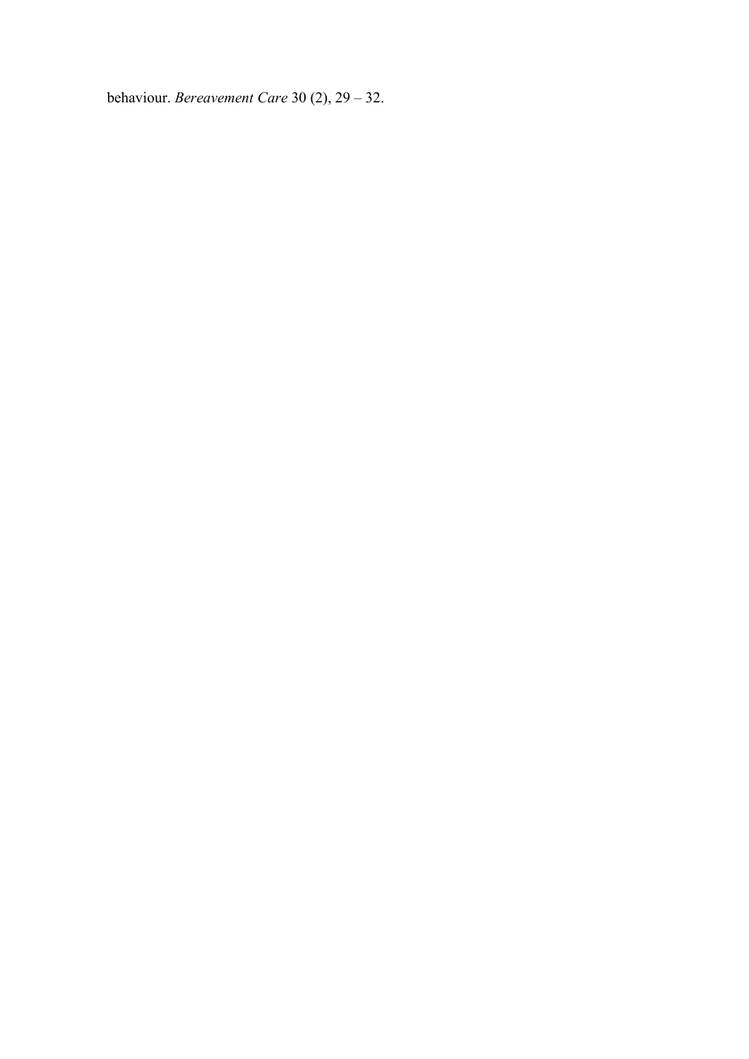behaviour. *Bereavement Care* 30 (2), 29 – 32.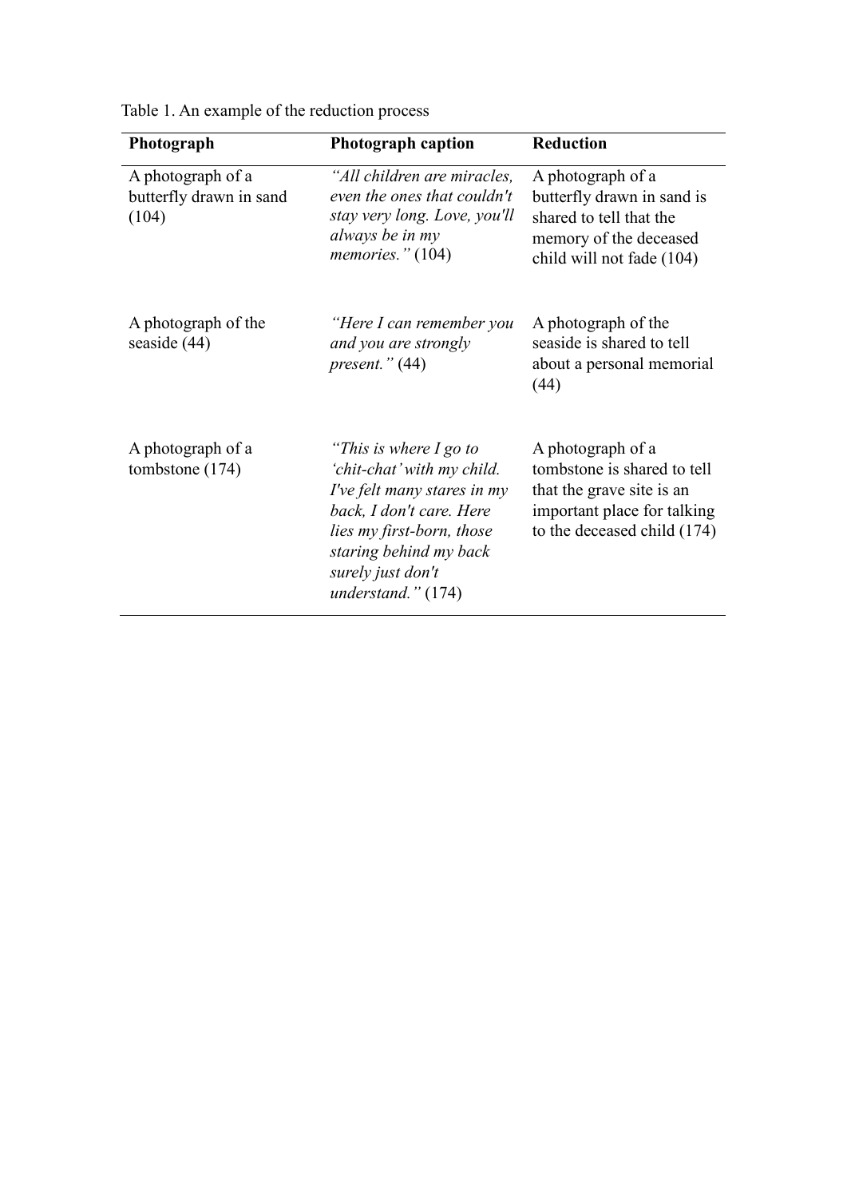Table 1. An example of the reduction process

| **Photograph** | **Photograph caption** | **Reduction** |
|---|---|---|
| A photograph of a butterfly drawn in sand (104) | *"All children are miracles, even the ones that couldn't stay very long. Love, you'll always be in my memories."* (104) | A photograph of a butterfly drawn in sand is shared to tell that the memory of the deceased child will not fade (104) |
| A photograph of the seaside (44) | *"Here I can remember you and you are strongly present."* (44) | A photograph of the seaside is shared to tell about a personal memorial (44) |
| A photograph of a tombstone (174) | *"This is where I go to 'chit-chat' with my child. I've felt many stares in my back, I don't care. Here lies my first-born, those staring behind my back surely just don't understand."* (174) | A photograph of a tombstone is shared to tell that the grave site is an important place for talking to the deceased child (174) |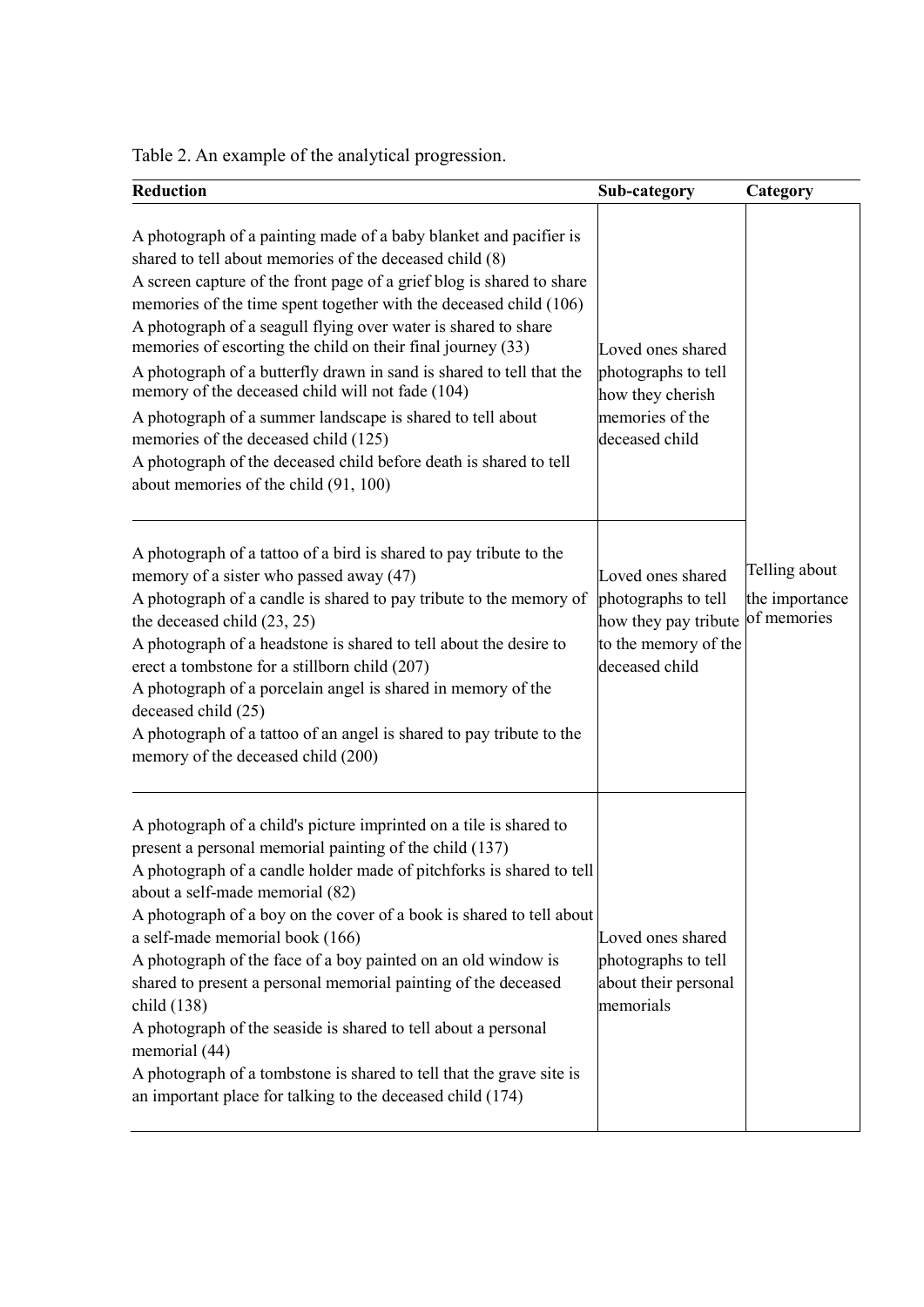Table 2. An example of the analytical progression.

| Reduction | Sub-category | Category |
|---|---|---|
| A photograph of a painting made of a baby blanket and pacifier is shared to tell about memories of the deceased child (8)<br>A screen capture of the front page of a grief blog is shared to share memories of the time spent together with the deceased child (106)<br>A photograph of a seagull flying over water is shared to share memories of escorting the child on their final journey (33)<br>A photograph of a butterfly drawn in sand is shared to tell that the memory of the deceased child will not fade (104)<br>A photograph of a summer landscape is shared to tell about memories of the deceased child (125)<br>A photograph of the deceased child before death is shared to tell about memories of the child (91, 100) | Loved ones shared photographs to tell how they cherish memories of the deceased child | Telling about the importance of memories |
| A photograph of a tattoo of a bird is shared to pay tribute to the memory of a sister who passed away (47)<br>A photograph of a candle is shared to pay tribute to the memory of the deceased child (23, 25)<br>A photograph of a headstone is shared to tell about the desire to erect a tombstone for a stillborn child (207)<br>A photograph of a porcelain angel is shared in memory of the deceased child (25)<br>A photograph of a tattoo of an angel is shared to pay tribute to the memory of the deceased child (200) | Loved ones shared photographs to tell how they pay tribute to the memory of the deceased child | |
| A photograph of a child's picture imprinted on a tile is shared to present a personal memorial painting of the child (137)<br>A photograph of a candle holder made of pitchforks is shared to tell about a self-made memorial (82)<br>A photograph of a boy on the cover of a book is shared to tell about a self-made memorial book (166)<br>A photograph of the face of a boy painted on an old window is shared to present a personal memorial painting of the deceased child (138)<br>A photograph of the seaside is shared to tell about a personal memorial (44)<br>A photograph of a tombstone is shared to tell that the grave site is an important place for talking to the deceased child (174) | Loved ones shared photographs to tell about their personal memorials | |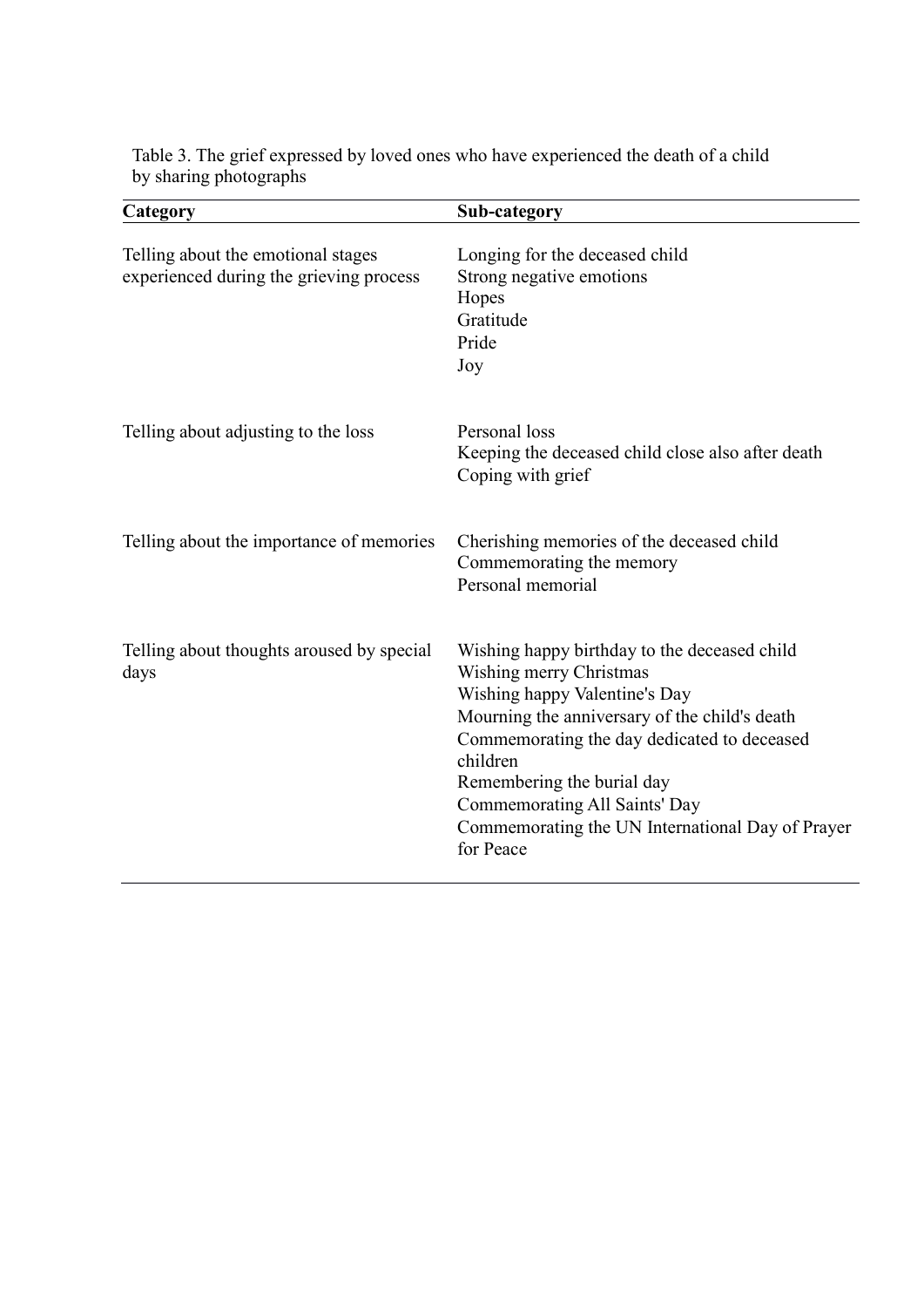Table 3. The grief expressed by loved ones who have experienced the death of a child by sharing photographs

| Category | Sub-category |
| --- | --- |
| Telling about the emotional stages experienced during the grieving process | Longing for the deceased child<br>Strong negative emotions<br>Hopes<br>Gratitude<br>Pride<br>Joy |
| Telling about adjusting to the loss | Personal loss<br>Keeping the deceased child close also after death<br>Coping with grief |
| Telling about the importance of memories | Cherishing memories of the deceased child<br>Commemorating the memory<br>Personal memorial |
| Telling about thoughts aroused by special days | Wishing happy birthday to the deceased child<br>Wishing merry Christmas<br>Wishing happy Valentine's Day<br>Mourning the anniversary of the child's death<br>Commemorating the day dedicated to deceased children<br>Remembering the burial day<br>Commemorating All Saints' Day<br>Commemorating the UN International Day of Prayer for Peace |